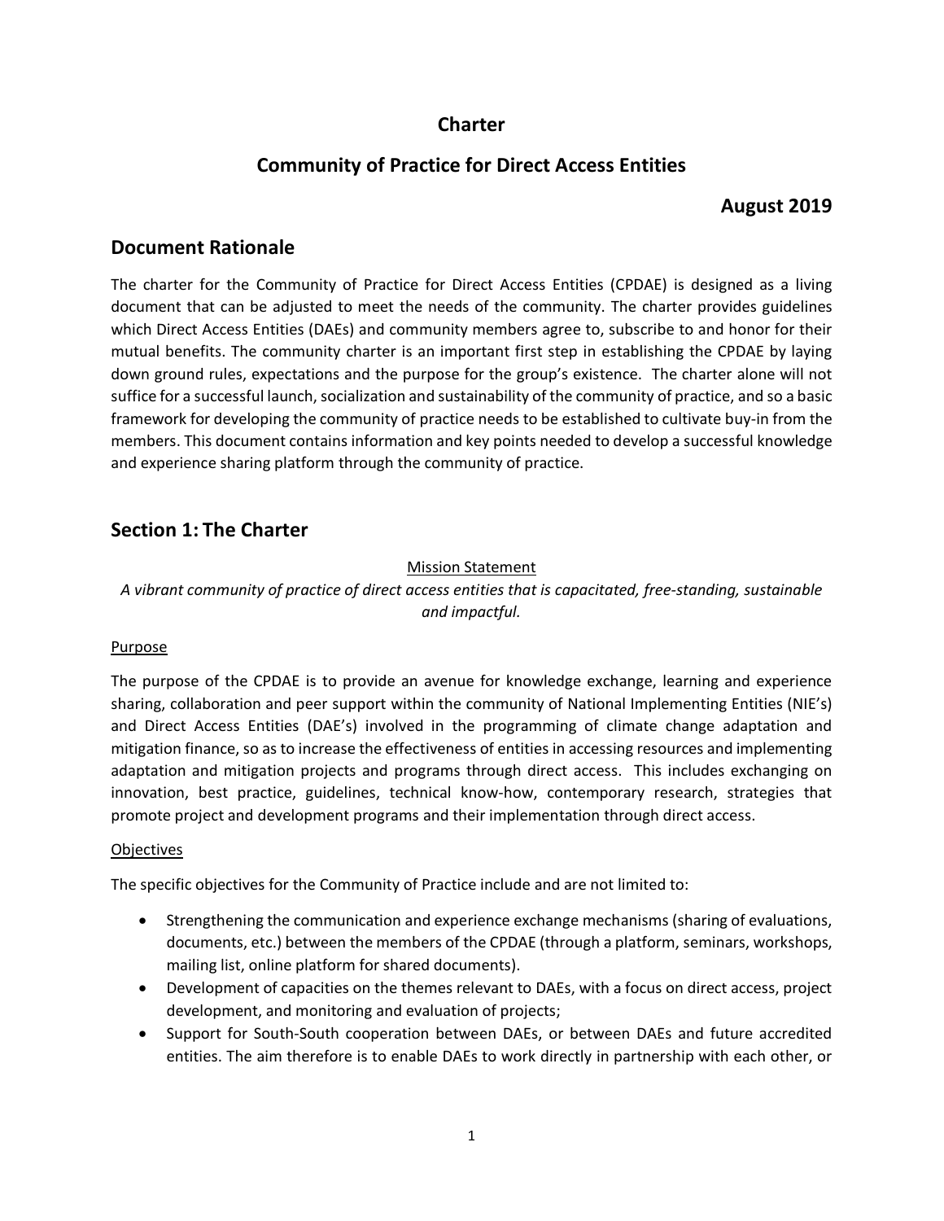# Charter

## Community of Practice for Direct Access Entities

**August 2019**

## Document Rationale

The charter for the Community of Practice for Direct Access Entities (CPDAE) is designed as a living document that can be adjusted to meet the needs of the community. The charter provides guidelines which Direct Access Entities (DAEs) and community members agree to, subscribe to and honor for their mutual benefits. The community charter is an important first step in establishing the CPDAE by laying down ground rules, expectations and the purpose for the group's existence. The charter alone will not suffice for a successful launch, socialization and sustainability of the community of practice, and so a basic framework for developing the community of practice needs to be established to cultivate buy-in from the members. This document contains information and key points needed to develop a successful knowledge and experience sharing platform through the community of practice.

## Section 1: The Charter

<u>Mission Statement</u>

*A vibrant community of practice of direct access entities that is capacitated, free-standing, sustainable and impactful.*

<u>Purpose</u>

The purpose of the CPDAE is to provide an avenue for knowledge exchange, learning and experience sharing, collaboration and peer support within the community of National Implementing Entities (NIE's) and Direct Access Entities (DAE's) involved in the programming of climate change adaptation and mitigation finance, so as to increase the effectiveness of entities in accessing resources and implementing adaptation and mitigation projects and programs through direct access. This includes exchanging on innovation, best practice, guidelines, technical know-how, contemporary research, strategies that promote project and development programs and their implementation through direct access.

<u>Objectives</u>

The specific objectives for the Community of Practice include and are not limited to:

- Strengthening the communication and experience exchange mechanisms (sharing of evaluations, documents, etc.) between the members of the CPDAE (through a platform, seminars, workshops, mailing list, online platform for shared documents).
- Development of capacities on the themes relevant to DAEs, with a focus on direct access, project development, and monitoring and evaluation of projects;
- Support for South-South cooperation between DAEs, or between DAEs and future accredited entities. The aim therefore is to enable DAEs to work directly in partnership with each other, or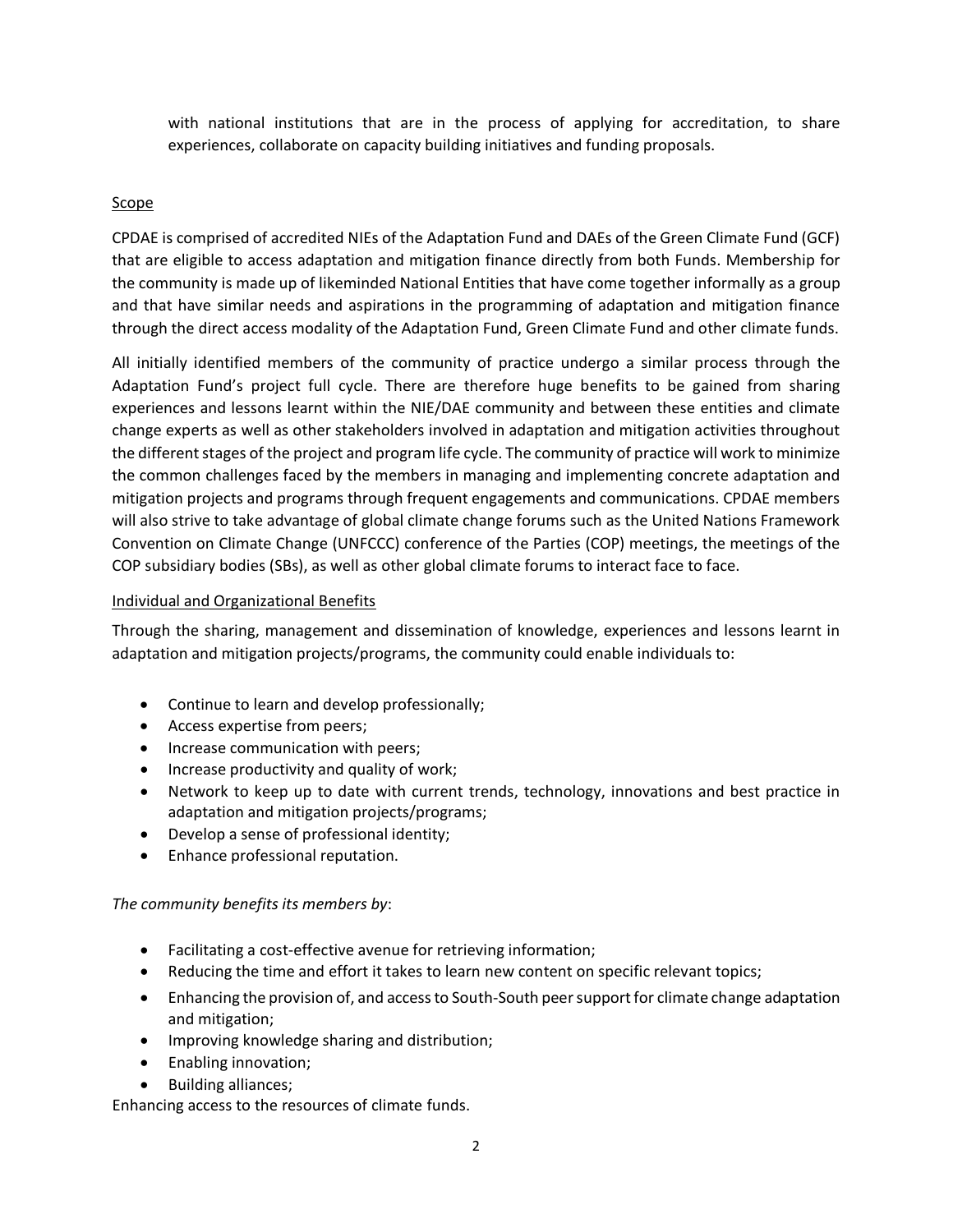with national institutions that are in the process of applying for accreditation, to share experiences, collaborate on capacity building initiatives and funding proposals.

<u>Scope</u>

CPDAE is comprised of accredited NIEs of the Adaptation Fund and DAEs of the Green Climate Fund (GCF) that are eligible to access adaptation and mitigation finance directly from both Funds. Membership for the community is made up of likeminded National Entities that have come together informally as a group and that have similar needs and aspirations in the programming of adaptation and mitigation finance through the direct access modality of the Adaptation Fund, Green Climate Fund and other climate funds.

All initially identified members of the community of practice undergo a similar process through the Adaptation Fund's project full cycle. There are therefore huge benefits to be gained from sharing experiences and lessons learnt within the NIE/DAE community and between these entities and climate change experts as well as other stakeholders involved in adaptation and mitigation activities throughout the different stages of the project and program life cycle. The community of practice will work to minimize the common challenges faced by the members in managing and implementing concrete adaptation and mitigation projects and programs through frequent engagements and communications. CPDAE members will also strive to take advantage of global climate change forums such as the United Nations Framework Convention on Climate Change (UNFCCC) conference of the Parties (COP) meetings, the meetings of the COP subsidiary bodies (SBs), as well as other global climate forums to interact face to face.

<u>Individual and Organizational Benefits</u>

Through the sharing, management and dissemination of knowledge, experiences and lessons learnt in adaptation and mitigation projects/programs, the community could enable individuals to:

- Continue to learn and develop professionally;
- Access expertise from peers;
- Increase communication with peers;
- Increase productivity and quality of work;
- Network to keep up to date with current trends, technology, innovations and best practice in adaptation and mitigation projects/programs;
- Develop a sense of professional identity;
- Enhance professional reputation.

*The community benefits its members by*:

- Facilitating a cost-effective avenue for retrieving information;
- Reducing the time and effort it takes to learn new content on specific relevant topics;
- Enhancing the provision of, and access to South-South peer support for climate change adaptation and mitigation;
- Improving knowledge sharing and distribution;
- Enabling innovation;
- Building alliances;

Enhancing access to the resources of climate funds.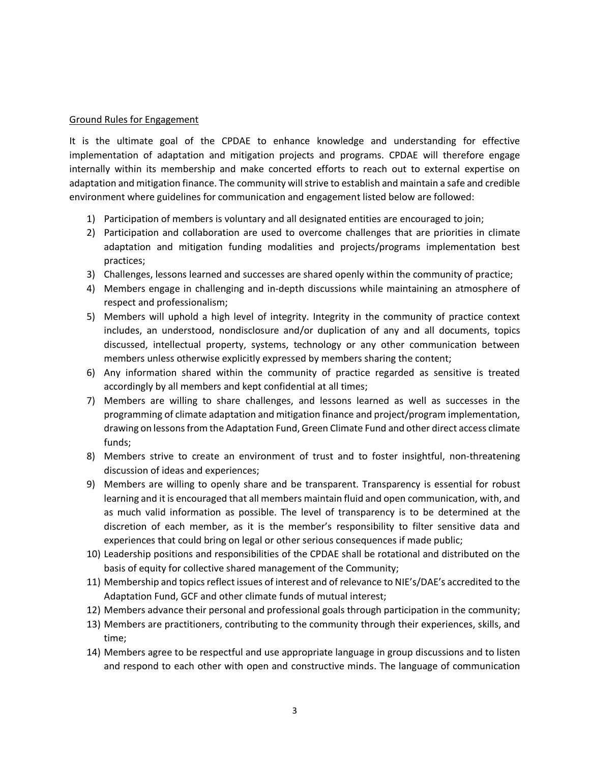Ground Rules for Engagement

It is the ultimate goal of the CPDAE to enhance knowledge and understanding for effective implementation of adaptation and mitigation projects and programs. CPDAE will therefore engage internally within its membership and make concerted efforts to reach out to external expertise on adaptation and mitigation finance. The community will strive to establish and maintain a safe and credible environment where guidelines for communication and engagement listed below are followed:

1) Participation of members is voluntary and all designated entities are encouraged to join;
2) Participation and collaboration are used to overcome challenges that are priorities in climate adaptation and mitigation funding modalities and projects/programs implementation best practices;
3) Challenges, lessons learned and successes are shared openly within the community of practice;
4) Members engage in challenging and in-depth discussions while maintaining an atmosphere of respect and professionalism;
5) Members will uphold a high level of integrity. Integrity in the community of practice context includes, an understood, nondisclosure and/or duplication of any and all documents, topics discussed, intellectual property, systems, technology or any other communication between members unless otherwise explicitly expressed by members sharing the content;
6) Any information shared within the community of practice regarded as sensitive is treated accordingly by all members and kept confidential at all times;
7) Members are willing to share challenges, and lessons learned as well as successes in the programming of climate adaptation and mitigation finance and project/program implementation, drawing on lessons from the Adaptation Fund, Green Climate Fund and other direct access climate funds;
8) Members strive to create an environment of trust and to foster insightful, non-threatening discussion of ideas and experiences;
9) Members are willing to openly share and be transparent. Transparency is essential for robust learning and it is encouraged that all members maintain fluid and open communication, with, and as much valid information as possible. The level of transparency is to be determined at the discretion of each member, as it is the member's responsibility to filter sensitive data and experiences that could bring on legal or other serious consequences if made public;
10) Leadership positions and responsibilities of the CPDAE shall be rotational and distributed on the basis of equity for collective shared management of the Community;
11) Membership and topics reflect issues of interest and of relevance to NIE's/DAE's accredited to the Adaptation Fund, GCF and other climate funds of mutual interest;
12) Members advance their personal and professional goals through participation in the community;
13) Members are practitioners, contributing to the community through their experiences, skills, and time;
14) Members agree to be respectful and use appropriate language in group discussions and to listen and respond to each other with open and constructive minds. The language of communication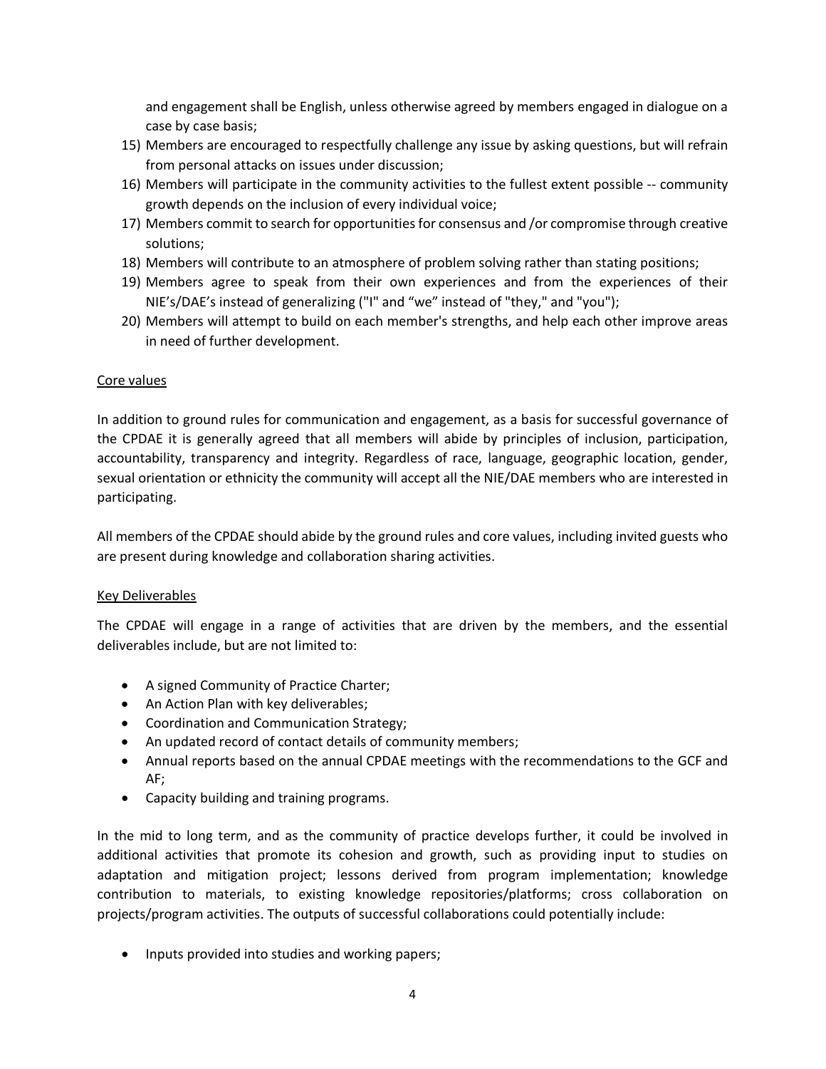and engagement shall be English, unless otherwise agreed by members engaged in dialogue on a case by case basis;

15) Members are encouraged to respectfully challenge any issue by asking questions, but will refrain from personal attacks on issues under discussion;
16) Members will participate in the community activities to the fullest extent possible -- community growth depends on the inclusion of every individual voice;
17) Members commit to search for opportunities for consensus and /or compromise through creative solutions;
18) Members will contribute to an atmosphere of problem solving rather than stating positions;
19) Members agree to speak from their own experiences and from the experiences of their NIE's/DAE's instead of generalizing ("I" and "we" instead of "they," and "you");
20) Members will attempt to build on each member's strengths, and help each other improve areas in need of further development.

Core values

In addition to ground rules for communication and engagement, as a basis for successful governance of the CPDAE it is generally agreed that all members will abide by principles of inclusion, participation, accountability, transparency and integrity. Regardless of race, language, geographic location, gender, sexual orientation or ethnicity the community will accept all the NIE/DAE members who are interested in participating.

All members of the CPDAE should abide by the ground rules and core values, including invited guests who are present during knowledge and collaboration sharing activities.

Key Deliverables

The CPDAE will engage in a range of activities that are driven by the members, and the essential deliverables include, but are not limited to:

- A signed Community of Practice Charter;
- An Action Plan with key deliverables;
- Coordination and Communication Strategy;
- An updated record of contact details of community members;
- Annual reports based on the annual CPDAE meetings with the recommendations to the GCF and AF;
- Capacity building and training programs.

In the mid to long term, and as the community of practice develops further, it could be involved in additional activities that promote its cohesion and growth, such as providing input to studies on adaptation and mitigation project; lessons derived from program implementation; knowledge contribution to materials, to existing knowledge repositories/platforms; cross collaboration on projects/program activities. The outputs of successful collaborations could potentially include:

- Inputs provided into studies and working papers;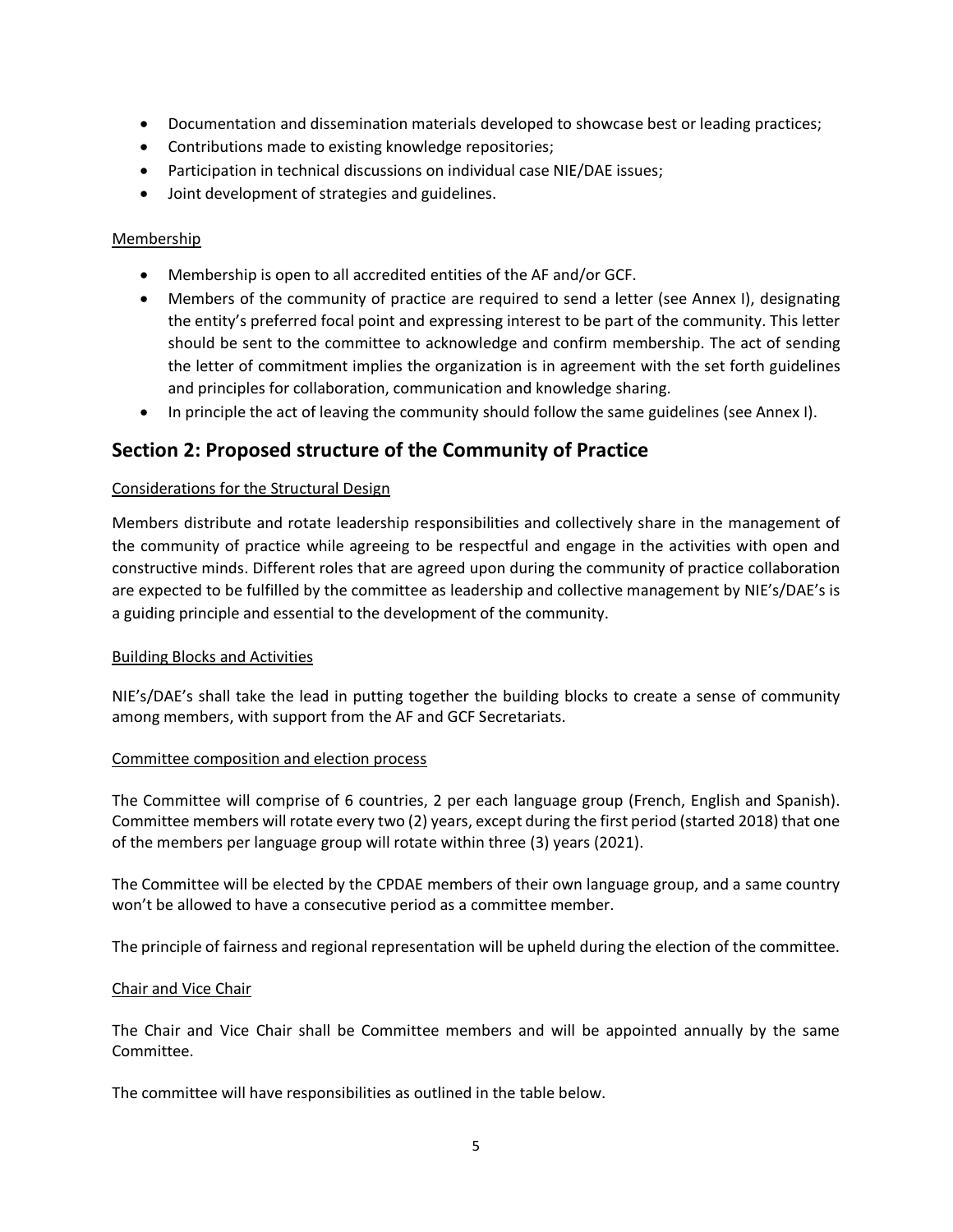- Documentation and dissemination materials developed to showcase best or leading practices;
- Contributions made to existing knowledge repositories;
- Participation in technical discussions on individual case NIE/DAE issues;
- Joint development of strategies and guidelines.

Membership

- Membership is open to all accredited entities of the AF and/or GCF.
- Members of the community of practice are required to send a letter (see Annex I), designating the entity's preferred focal point and expressing interest to be part of the community. This letter should be sent to the committee to acknowledge and confirm membership. The act of sending the letter of commitment implies the organization is in agreement with the set forth guidelines and principles for collaboration, communication and knowledge sharing.
- In principle the act of leaving the community should follow the same guidelines (see Annex I).

## Section 2: Proposed structure of the Community of Practice

Considerations for the Structural Design

Members distribute and rotate leadership responsibilities and collectively share in the management of the community of practice while agreeing to be respectful and engage in the activities with open and constructive minds. Different roles that are agreed upon during the community of practice collaboration are expected to be fulfilled by the committee as leadership and collective management by NIE's/DAE's is a guiding principle and essential to the development of the community.

Building Blocks and Activities

NIE's/DAE's shall take the lead in putting together the building blocks to create a sense of community among members, with support from the AF and GCF Secretariats.

Committee composition and election process

The Committee will comprise of 6 countries, 2 per each language group (French, English and Spanish). Committee members will rotate every two (2) years, except during the first period (started 2018) that one of the members per language group will rotate within three (3) years (2021).

The Committee will be elected by the CPDAE members of their own language group, and a same country won't be allowed to have a consecutive period as a committee member.

The principle of fairness and regional representation will be upheld during the election of the committee.

Chair and Vice Chair

The Chair and Vice Chair shall be Committee members and will be appointed annually by the same Committee.

The committee will have responsibilities as outlined in the table below.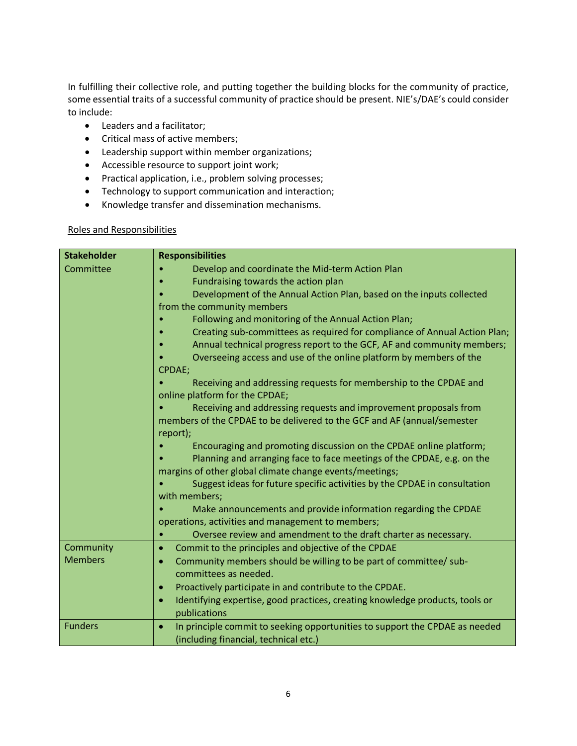In fulfilling their collective role, and putting together the building blocks for the community of practice, some essential traits of a successful community of practice should be present. NIE's/DAE's could consider to include:

- Leaders and a facilitator;
- Critical mass of active members;
- Leadership support within member organizations;
- Accessible resource to support joint work;
- Practical application, i.e., problem solving processes;
- Technology to support communication and interaction;
- Knowledge transfer and dissemination mechanisms.

<u>Roles and Responsibilities</u>

| Stakeholder | Responsibilities |
|---|---|
| Committee | • Develop and coordinate the Mid-term Action Plan<br>• Fundraising towards the action plan<br>• Development of the Annual Action Plan, based on the inputs collected from the community members<br>• Following and monitoring of the Annual Action Plan;<br>• Creating sub-committees as required for compliance of Annual Action Plan;<br>• Annual technical progress report to the GCF, AF and community members;<br>• Overseeing access and use of the online platform by members of the CPDAE;<br>• Receiving and addressing requests for membership to the CPDAE and online platform for the CPDAE;<br>• Receiving and addressing requests and improvement proposals from members of the CPDAE to be delivered to the GCF and AF (annual/semester report);<br>• Encouraging and promoting discussion on the CPDAE online platform;<br>• Planning and arranging face to face meetings of the CPDAE, e.g. on the margins of other global climate change events/meetings;<br>• Suggest ideas for future specific activities by the CPDAE in consultation with members;<br>• Make announcements and provide information regarding the CPDAE operations, activities and management to members;<br>• Oversee review and amendment to the draft charter as necessary. |
| Community Members | • Commit to the principles and objective of the CPDAE<br>• Community members should be willing to be part of committee/ sub-committees as needed.<br>• Proactively participate in and contribute to the CPDAE.<br>• Identifying expertise, good practices, creating knowledge products, tools or publications |
| Funders | • In principle commit to seeking opportunities to support the CPDAE as needed (including financial, technical etc.) |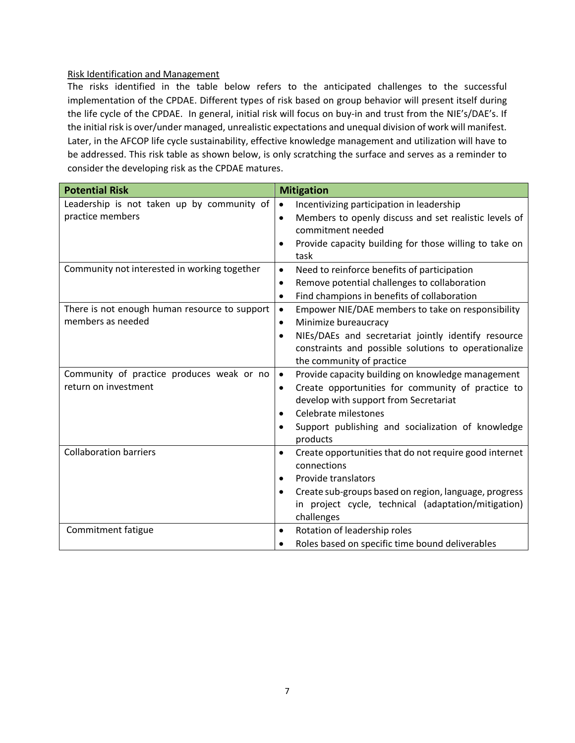Risk Identification and Management

The risks identified in the table below refers to the anticipated challenges to the successful implementation of the CPDAE. Different types of risk based on group behavior will present itself during the life cycle of the CPDAE. In general, initial risk will focus on buy-in and trust from the NIE's/DAE's. If the initial risk is over/under managed, unrealistic expectations and unequal division of work will manifest. Later, in the AFCOP life cycle sustainability, effective knowledge management and utilization will have to be addressed. This risk table as shown below, is only scratching the surface and serves as a reminder to consider the developing risk as the CPDAE matures.

| Potential Risk | Mitigation |
|---|---|
| Leadership is not taken up by community of practice members | • Incentivizing participation in leadership<br>• Members to openly discuss and set realistic levels of commitment needed<br>• Provide capacity building for those willing to take on task |
| Community not interested in working together | • Need to reinforce benefits of participation<br>• Remove potential challenges to collaboration<br>• Find champions in benefits of collaboration |
| There is not enough human resource to support members as needed | • Empower NIE/DAE members to take on responsibility<br>• Minimize bureaucracy<br>• NIEs/DAEs and secretariat jointly identify resource constraints and possible solutions to operationalize the community of practice |
| Community of practice produces weak or no return on investment | • Provide capacity building on knowledge management<br>• Create opportunities for community of practice to develop with support from Secretariat<br>• Celebrate milestones<br>• Support publishing and socialization of knowledge products |
| Collaboration barriers | • Create opportunities that do not require good internet connections<br>• Provide translators<br>• Create sub-groups based on region, language, progress in project cycle, technical (adaptation/mitigation) challenges |
| Commitment fatigue | • Rotation of leadership roles<br>• Roles based on specific time bound deliverables |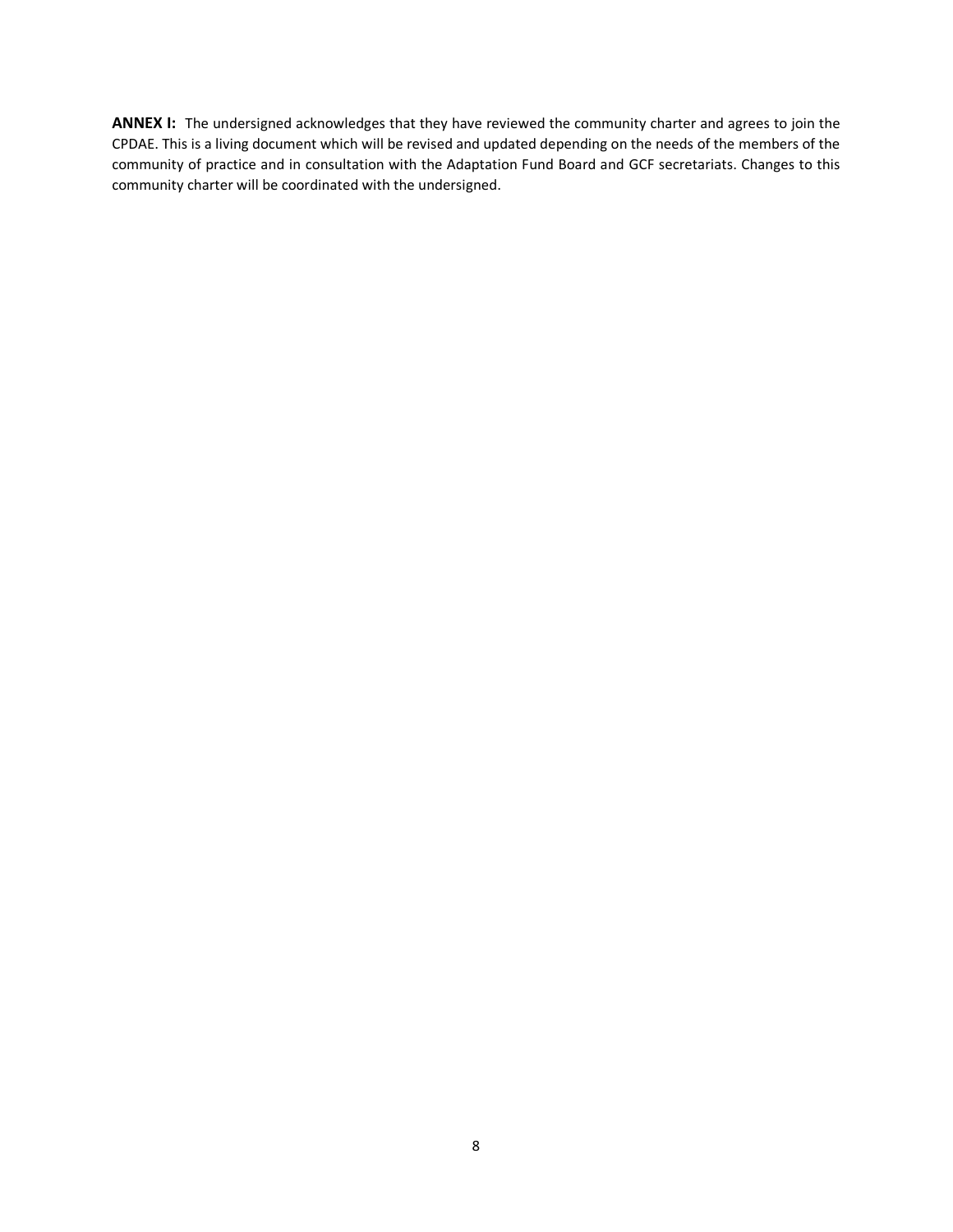**ANNEX I:** The undersigned acknowledges that they have reviewed the community charter and agrees to join the CPDAE. This is a living document which will be revised and updated depending on the needs of the members of the community of practice and in consultation with the Adaptation Fund Board and GCF secretariats. Changes to this community charter will be coordinated with the undersigned.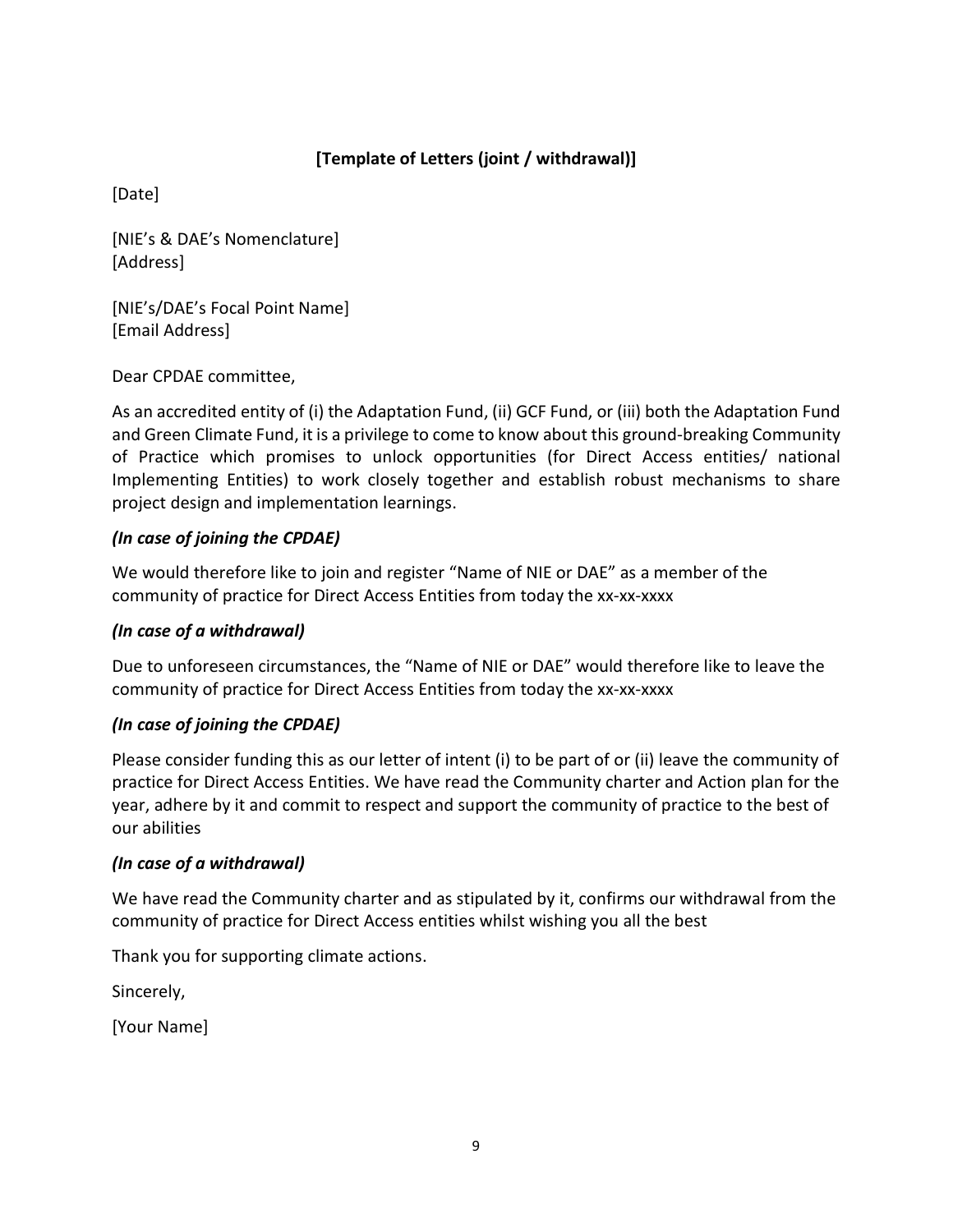**[Template of Letters (joint / withdrawal)]**

[Date]

[NIE's & DAE's Nomenclature]
[Address]

[NIE's/DAE's Focal Point Name]
[Email Address]

Dear CPDAE committee,

As an accredited entity of (i) the Adaptation Fund, (ii) GCF Fund, or (iii) both the Adaptation Fund and Green Climate Fund, it is a privilege to come to know about this ground-breaking Community of Practice which promises to unlock opportunities (for Direct Access entities/ national Implementing Entities) to work closely together and establish robust mechanisms to share project design and implementation learnings.

***(In case of joining the CPDAE)***

We would therefore like to join and register "Name of NIE or DAE" as a member of the community of practice for Direct Access Entities from today the xx-xx-xxxx

***(In case of a withdrawal)***

Due to unforeseen circumstances, the "Name of NIE or DAE" would therefore like to leave the community of practice for Direct Access Entities from today the xx-xx-xxxx

***(In case of joining the CPDAE)***

Please consider funding this as our letter of intent (i) to be part of or (ii) leave the community of practice for Direct Access Entities. We have read the Community charter and Action plan for the year, adhere by it and commit to respect and support the community of practice to the best of our abilities

***(In case of a withdrawal)***

We have read the Community charter and as stipulated by it, confirms our withdrawal from the community of practice for Direct Access entities whilst wishing you all the best

Thank you for supporting climate actions.

Sincerely,

[Your Name]